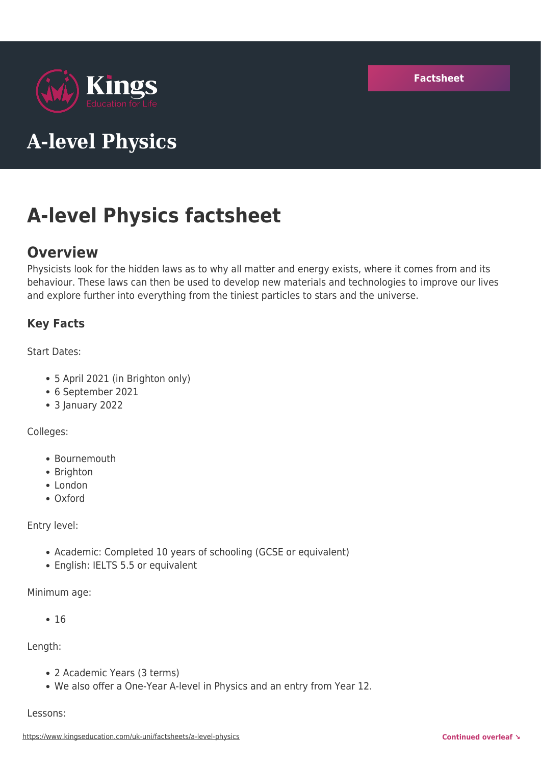Kings
Education for Life

Factsheet

# A-level Physics

# A-level Physics factsheet

## Overview

Physicists look for the hidden laws as to why all matter and energy exists, where it comes from and its behaviour. These laws can then be used to develop new materials and technologies to improve our lives and explore further into everything from the tiniest particles to stars and the universe.

### Key Facts

Start Dates:

- 5 April 2021 (in Brighton only)
- 6 September 2021
- 3 January 2022

Colleges:

- Bournemouth
- Brighton
- London
- Oxford

Entry level:

- Academic: Completed 10 years of schooling (GCSE or equivalent)
- English: IELTS 5.5 or equivalent

Minimum age:

- 16

Length:

- 2 Academic Years (3 terms)
- We also offer a One-Year A-level in Physics and an entry from Year 12.

Lessons: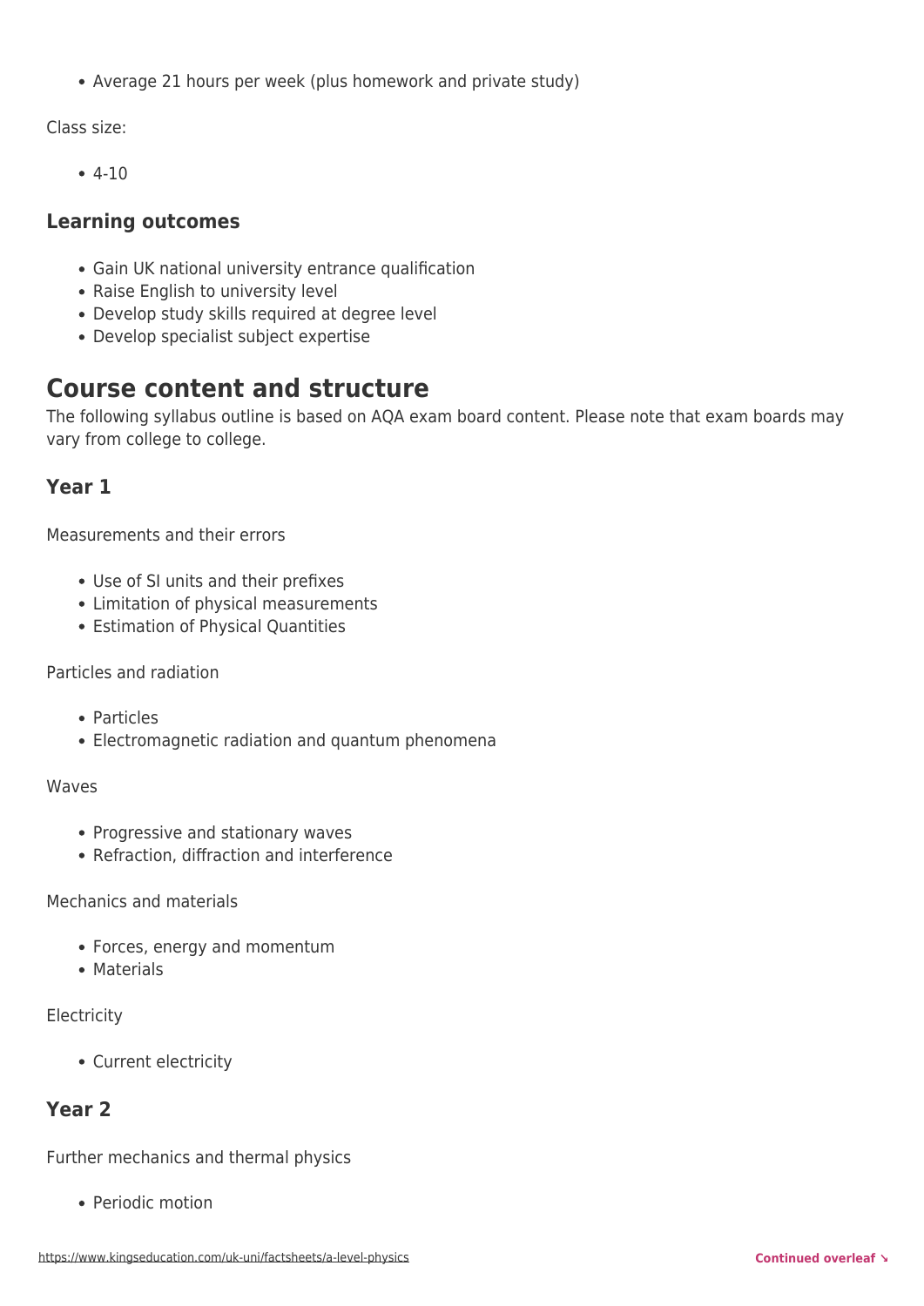- Average 21 hours per week (plus homework and private study)

Class size:

- 4-10

### Learning outcomes

- Gain UK national university entrance qualification
- Raise English to university level
- Develop study skills required at degree level
- Develop specialist subject expertise

## Course content and structure

The following syllabus outline is based on AQA exam board content. Please note that exam boards may vary from college to college.

### Year 1

Measurements and their errors

- Use of SI units and their prefixes
- Limitation of physical measurements
- Estimation of Physical Quantities

Particles and radiation

- Particles
- Electromagnetic radiation and quantum phenomena

Waves

- Progressive and stationary waves
- Refraction, diffraction and interference

Mechanics and materials

- Forces, energy and momentum
- Materials

Electricity

- Current electricity

### Year 2

Further mechanics and thermal physics

- Periodic motion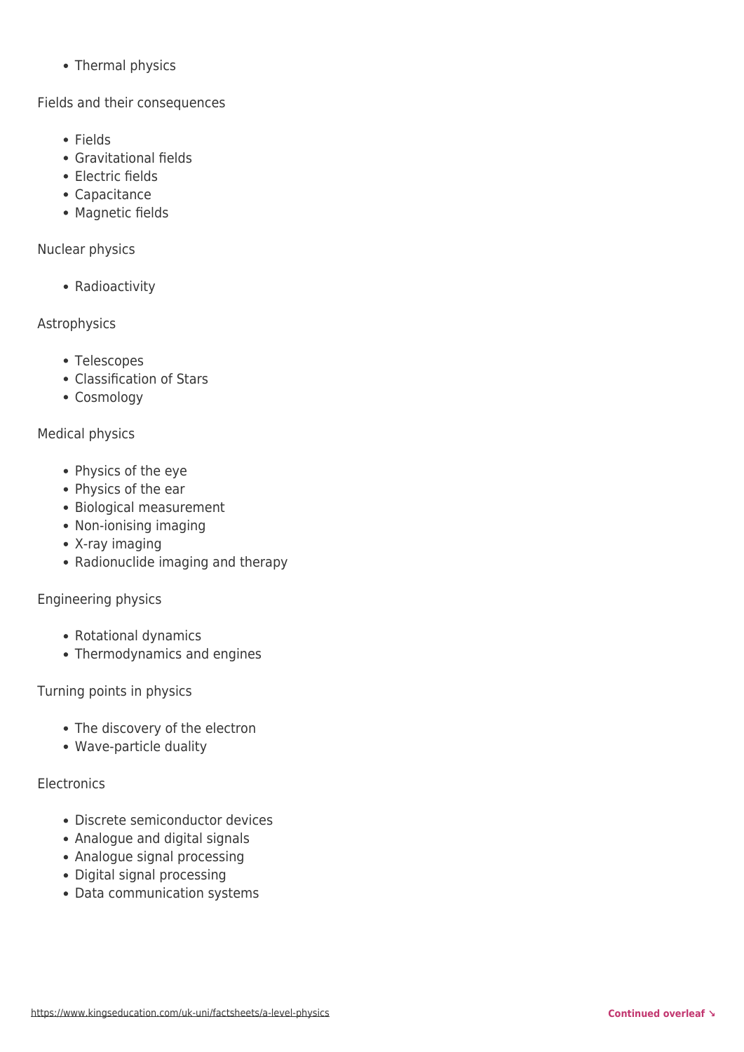- Thermal physics

Fields and their consequences

- Fields
- Gravitational fields
- Electric fields
- Capacitance
- Magnetic fields

Nuclear physics

- Radioactivity

Astrophysics

- Telescopes
- Classification of Stars
- Cosmology

Medical physics

- Physics of the eye
- Physics of the ear
- Biological measurement
- Non-ionising imaging
- X-ray imaging
- Radionuclide imaging and therapy

Engineering physics

- Rotational dynamics
- Thermodynamics and engines

Turning points in physics

- The discovery of the electron
- Wave-particle duality

Electronics

- Discrete semiconductor devices
- Analogue and digital signals
- Analogue signal processing
- Digital signal processing
- Data communication systems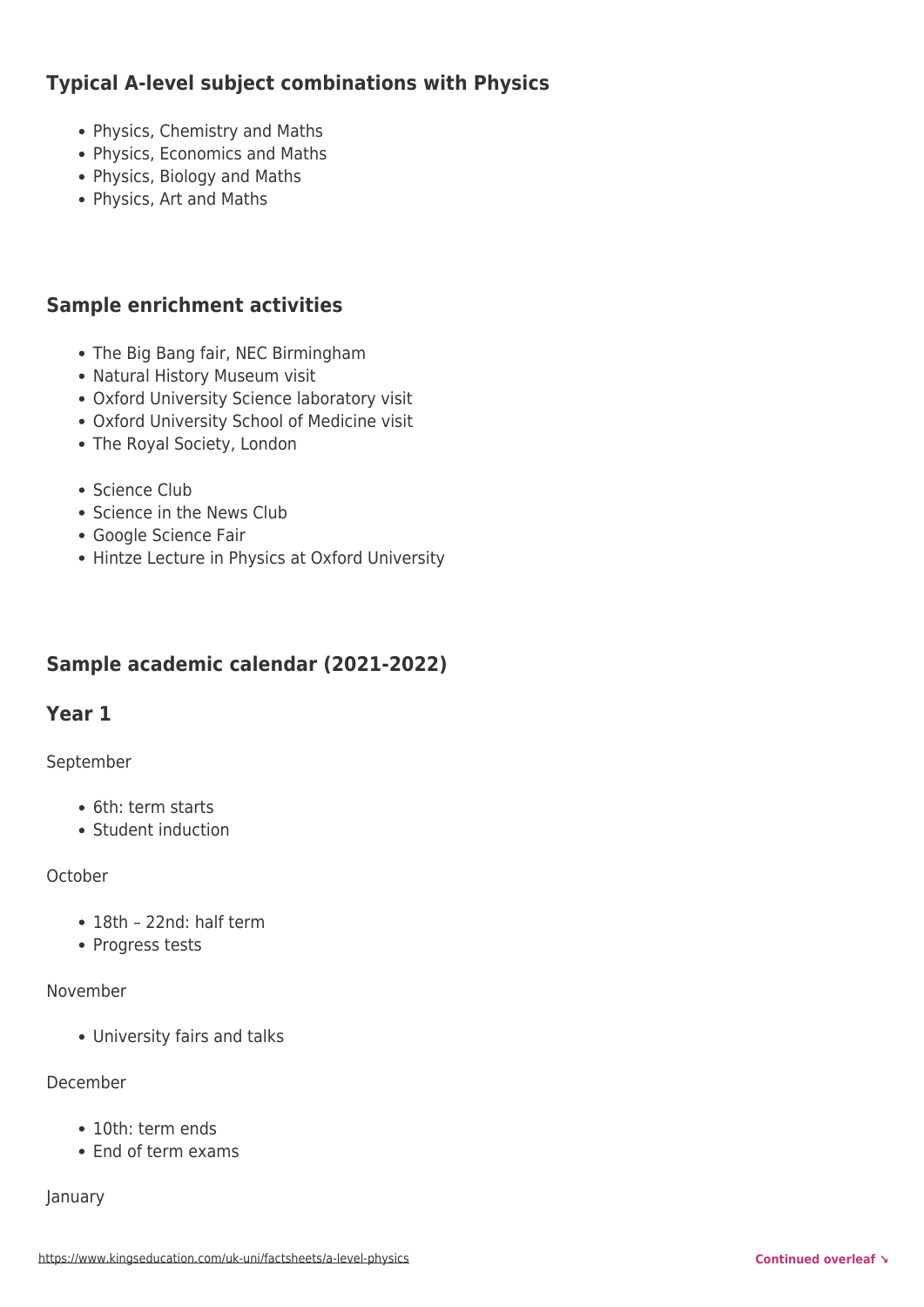## Typical A-level subject combinations with Physics

- Physics, Chemistry and Maths
- Physics, Economics and Maths
- Physics, Biology and Maths
- Physics, Art and Maths

## Sample enrichment activities

- The Big Bang fair, NEC Birmingham
- Natural History Museum visit
- Oxford University Science laboratory visit
- Oxford University School of Medicine visit
- The Royal Society, London

- Science Club
- Science in the News Club
- Google Science Fair
- Hintze Lecture in Physics at Oxford University

## Sample academic calendar (2021-2022)

## Year 1

September

- 6th: term starts
- Student induction

October

- 18th – 22nd: half term
- Progress tests

November

- University fairs and talks

December

- 10th: term ends
- End of term exams

January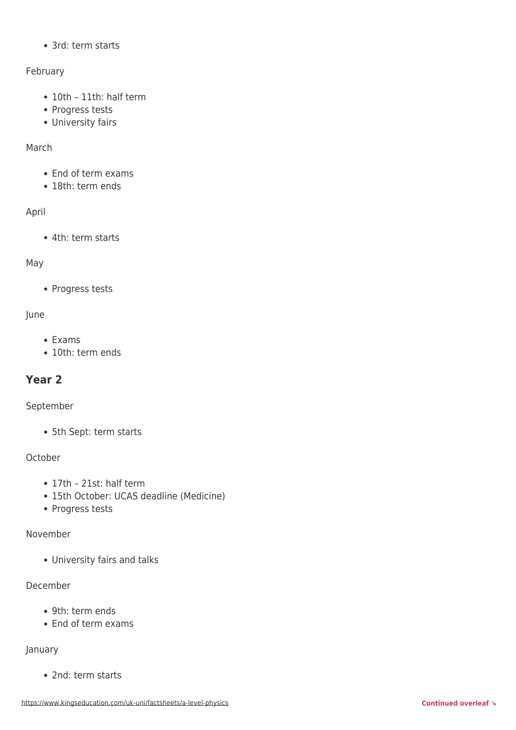- 3rd: term starts

February

- 10th – 11th: half term
- Progress tests
- University fairs

March

- End of term exams
- 18th: term ends

April

- 4th: term starts

May

- Progress tests

June

- Exams
- 10th: term ends

## Year 2

September

- 5th Sept: term starts

October

- 17th – 21st: half term
- 15th October: UCAS deadline (Medicine)
- Progress tests

November

- University fairs and talks

December

- 9th: term ends
- End of term exams

January

- 2nd: term starts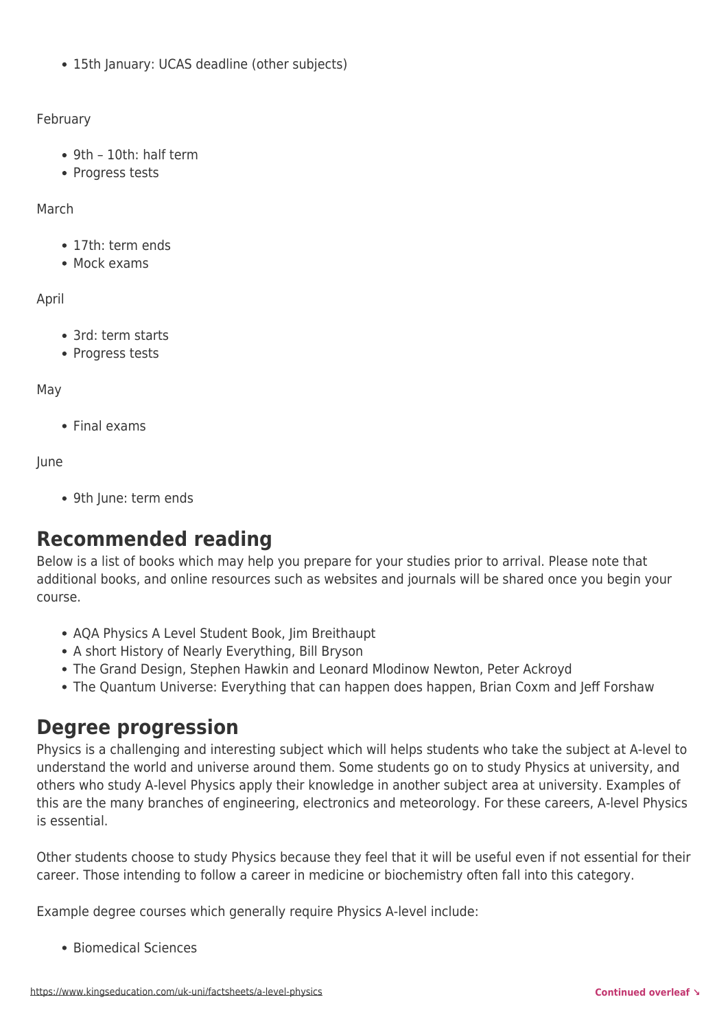- 15th January: UCAS deadline (other subjects)

February

- 9th – 10th: half term
- Progress tests

March

- 17th: term ends
- Mock exams

April

- 3rd: term starts
- Progress tests

May

- Final exams

June

- 9th June: term ends

## Recommended reading

Below is a list of books which may help you prepare for your studies prior to arrival. Please note that additional books, and online resources such as websites and journals will be shared once you begin your course.

- AQA Physics A Level Student Book, Jim Breithaupt
- A short History of Nearly Everything, Bill Bryson
- The Grand Design, Stephen Hawkin and Leonard Mlodinow Newton, Peter Ackroyd
- The Quantum Universe: Everything that can happen does happen, Brian Coxm and Jeff Forshaw

## Degree progression

Physics is a challenging and interesting subject which will helps students who take the subject at A-level to understand the world and universe around them. Some students go on to study Physics at university, and others who study A-level Physics apply their knowledge in another subject area at university. Examples of this are the many branches of engineering, electronics and meteorology. For these careers, A-level Physics is essential.

Other students choose to study Physics because they feel that it will be useful even if not essential for their career. Those intending to follow a career in medicine or biochemistry often fall into this category.

Example degree courses which generally require Physics A-level include:

- Biomedical Sciences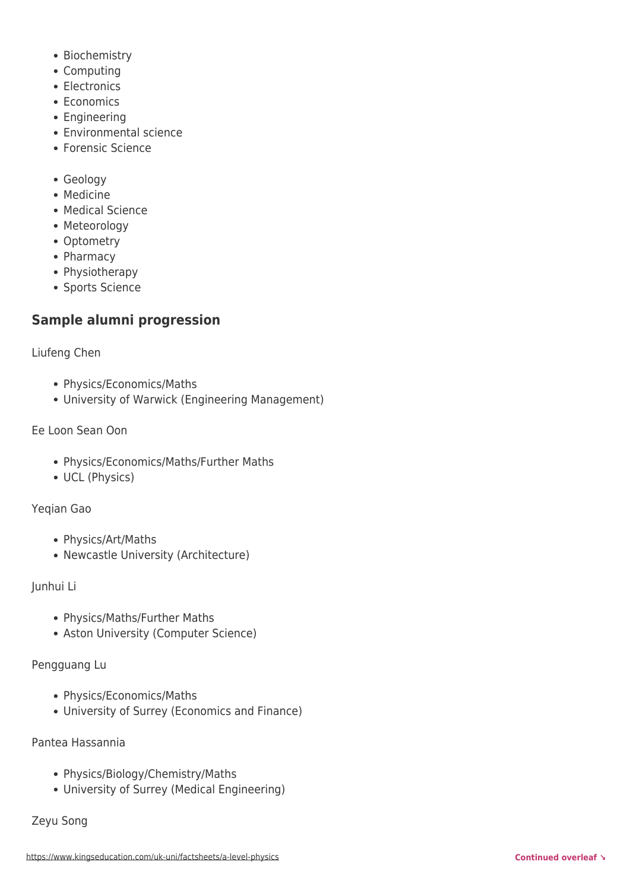- Biochemistry
- Computing
- Electronics
- Economics
- Engineering
- Environmental science
- Forensic Science

- Geology
- Medicine
- Medical Science
- Meteorology
- Optometry
- Pharmacy
- Physiotherapy
- Sports Science

### Sample alumni progression

Liufeng Chen

- Physics/Economics/Maths
- University of Warwick (Engineering Management)

Ee Loon Sean Oon

- Physics/Economics/Maths/Further Maths
- UCL (Physics)

Yeqian Gao

- Physics/Art/Maths
- Newcastle University (Architecture)

Junhui Li

- Physics/Maths/Further Maths
- Aston University (Computer Science)

Pengguang Lu

- Physics/Economics/Maths
- University of Surrey (Economics and Finance)

Pantea Hassannia

- Physics/Biology/Chemistry/Maths
- University of Surrey (Medical Engineering)

Zeyu Song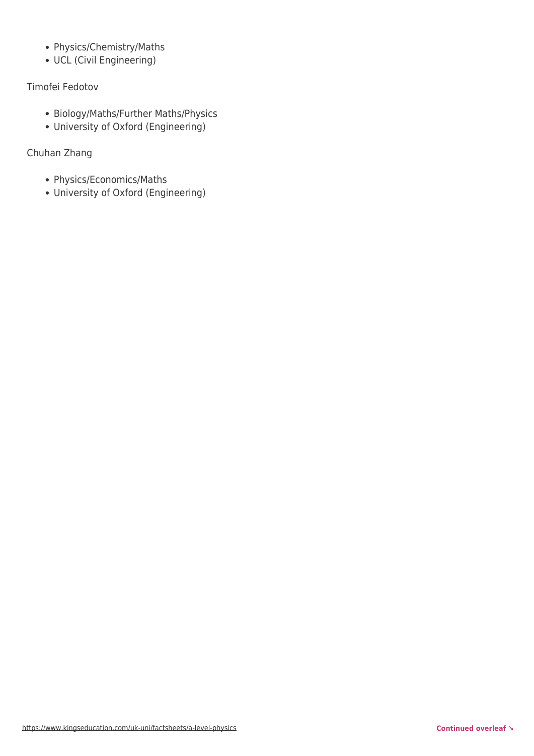- Physics/Chemistry/Maths
- UCL (Civil Engineering)

Timofei Fedotov

- Biology/Maths/Further Maths/Physics
- University of Oxford (Engineering)

Chuhan Zhang

- Physics/Economics/Maths
- University of Oxford (Engineering)